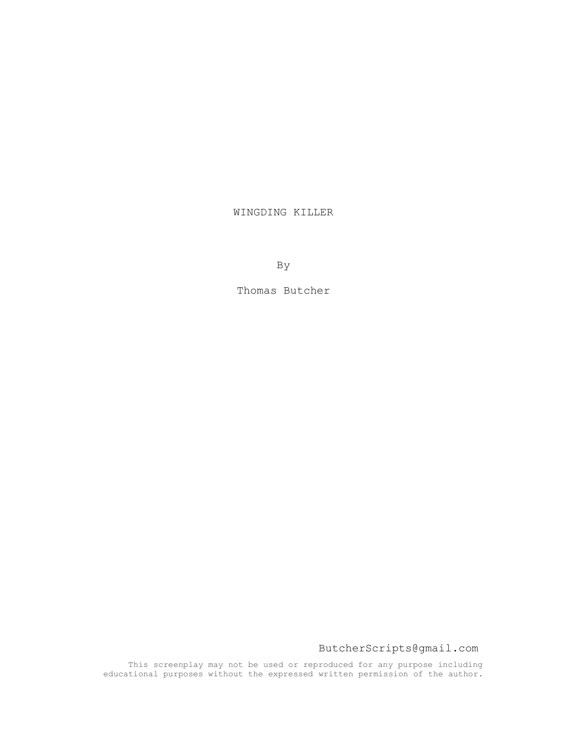# WINGDING KILLER

By

Thomas Butcher

ButcherScripts@gmail.com

This screenplay may not be used or reproduced for any purpose including educational purposes without the expressed written permission of the author.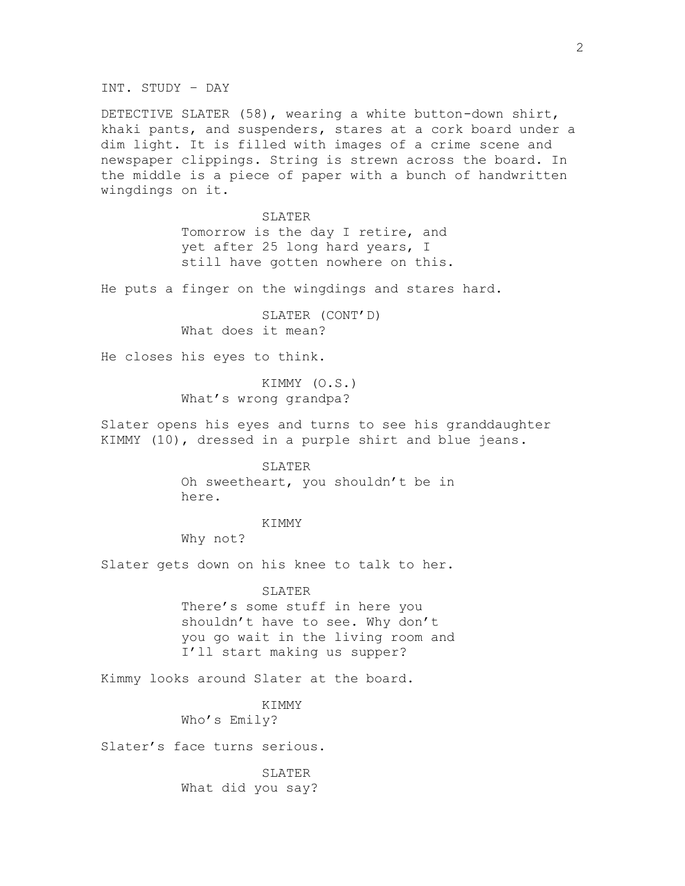INT. STUDY – DAY

DETECTIVE SLATER (58), wearing a white button-down shirt, khaki pants, and suspenders, stares at a cork board under a dim light. It is filled with images of a crime scene and newspaper clippings. String is strewn across the board. In the middle is a piece of paper with a bunch of handwritten wingdings on it.

SLATER
Tomorrow is the day I retire, and yet after 25 long hard years, I still have gotten nowhere on this.

He puts a finger on the wingdings and stares hard.

SLATER (CONT'D)
What does it mean?

He closes his eyes to think.

KIMMY (O.S.)
What's wrong grandpa?

Slater opens his eyes and turns to see his granddaughter KIMMY (10), dressed in a purple shirt and blue jeans.

SLATER
Oh sweetheart, you shouldn't be in here.

KIMMY
Why not?

Slater gets down on his knee to talk to her.

SLATER
There's some stuff in here you shouldn't have to see. Why don't you go wait in the living room and I'll start making us supper?

Kimmy looks around Slater at the board.

KIMMY
Who's Emily?

Slater's face turns serious.

SLATER
What did you say?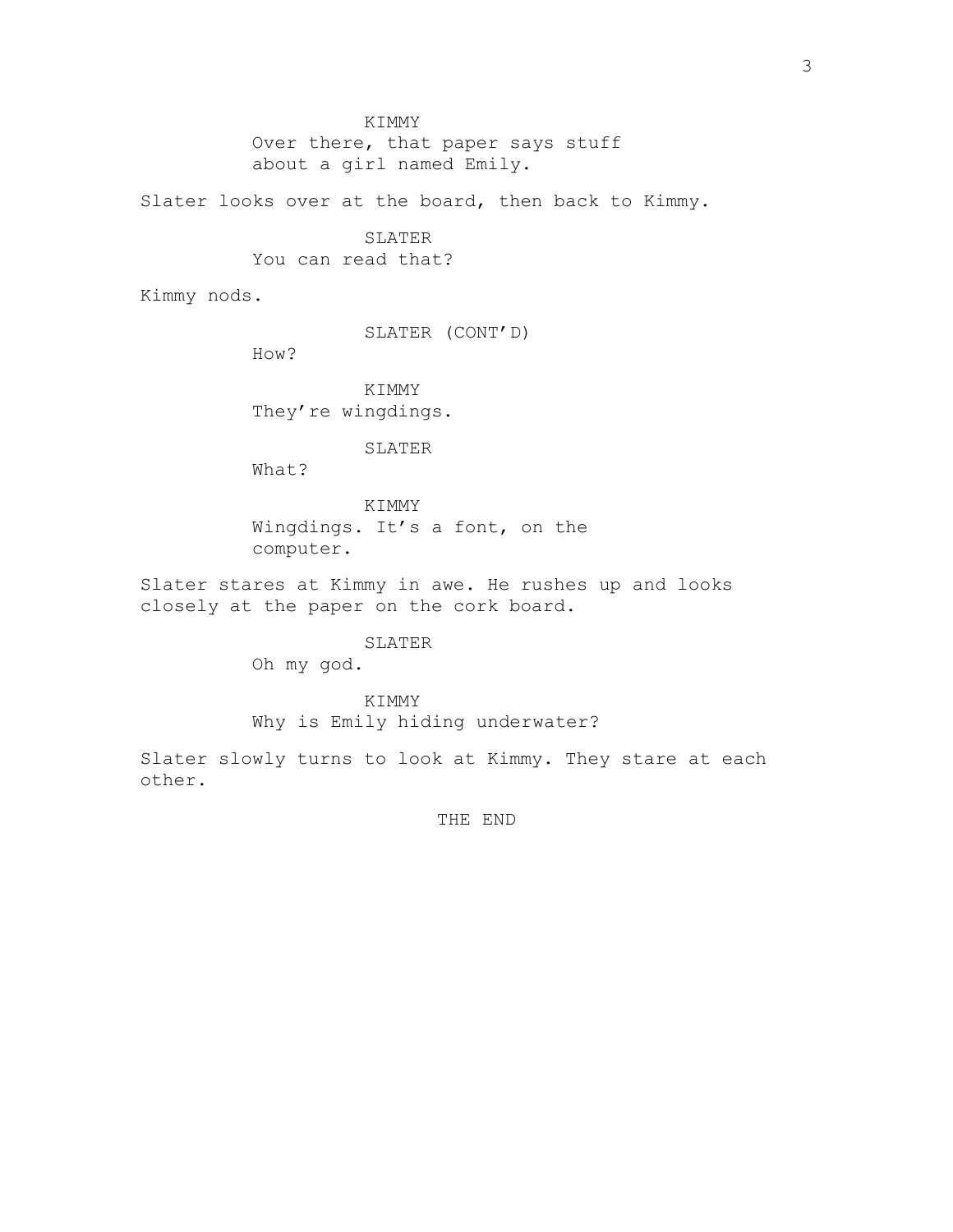KIMMY

Over there, that paper says stuff about a girl named Emily.

Slater looks over at the board, then back to Kimmy.

SLATER

You can read that?

Kimmy nods.

SLATER (CONT'D)

How?

KIMMY

They're wingdings.

SLATER

What?

KIMMY

Wingdings. It's a font, on the computer.

Slater stares at Kimmy in awe. He rushes up and looks closely at the paper on the cork board.

SLATER

Oh my god.

KIMMY

Why is Emily hiding underwater?

Slater slowly turns to look at Kimmy. They stare at each other.

THE END